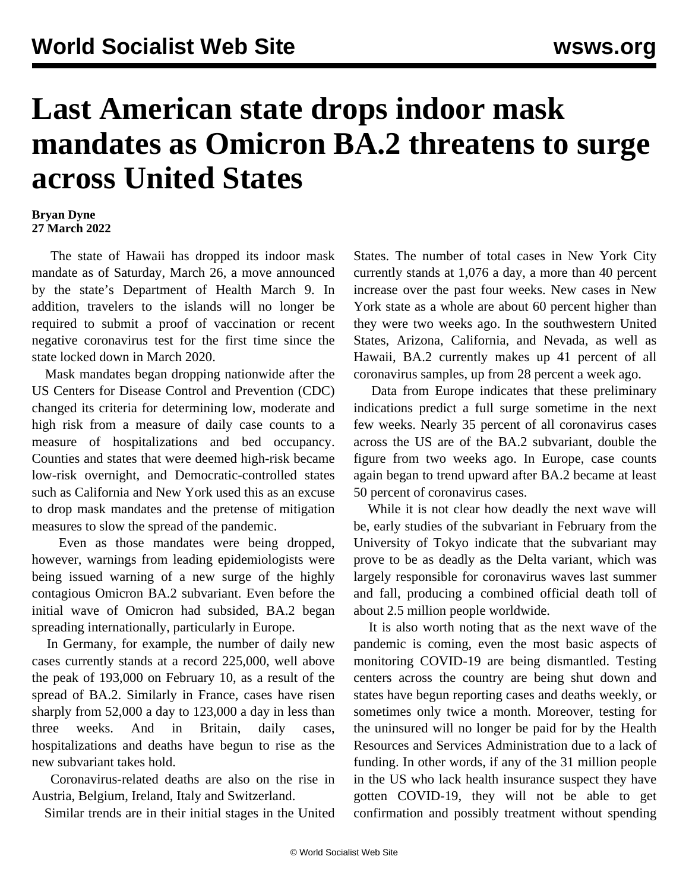# Last American state drops indoor mask mandates as Omicron BA.2 threatens to surge across United States

**Bryan Dyne**
**27 March 2022**

The state of Hawaii has dropped its indoor mask mandate as of Saturday, March 26, a move announced by the state's Department of Health March 9. In addition, travelers to the islands will no longer be required to submit a proof of vaccination or recent negative coronavirus test for the first time since the state locked down in March 2020.

Mask mandates began dropping nationwide after the US Centers for Disease Control and Prevention (CDC) changed its criteria for determining low, moderate and high risk from a measure of daily case counts to a measure of hospitalizations and bed occupancy. Counties and states that were deemed high-risk became low-risk overnight, and Democratic-controlled states such as California and New York used this as an excuse to drop mask mandates and the pretense of mitigation measures to slow the spread of the pandemic.

Even as those mandates were being dropped, however, warnings from leading epidemiologists were being issued warning of a new surge of the highly contagious Omicron BA.2 subvariant. Even before the initial wave of Omicron had subsided, BA.2 began spreading internationally, particularly in Europe.

In Germany, for example, the number of daily new cases currently stands at a record 225,000, well above the peak of 193,000 on February 10, as a result of the spread of BA.2. Similarly in France, cases have risen sharply from 52,000 a day to 123,000 a day in less than three weeks. And in Britain, daily cases, hospitalizations and deaths have begun to rise as the new subvariant takes hold.

Coronavirus-related deaths are also on the rise in Austria, Belgium, Ireland, Italy and Switzerland.

Similar trends are in their initial stages in the United States. The number of total cases in New York City currently stands at 1,076 a day, a more than 40 percent increase over the past four weeks. New cases in New York state as a whole are about 60 percent higher than they were two weeks ago. In the southwestern United States, Arizona, California, and Nevada, as well as Hawaii, BA.2 currently makes up 41 percent of all coronavirus samples, up from 28 percent a week ago.

Data from Europe indicates that these preliminary indications predict a full surge sometime in the next few weeks. Nearly 35 percent of all coronavirus cases across the US are of the BA.2 subvariant, double the figure from two weeks ago. In Europe, case counts again began to trend upward after BA.2 became at least 50 percent of coronavirus cases.

While it is not clear how deadly the next wave will be, early studies of the subvariant in February from the University of Tokyo indicate that the subvariant may prove to be as deadly as the Delta variant, which was largely responsible for coronavirus waves last summer and fall, producing a combined official death toll of about 2.5 million people worldwide.

It is also worth noting that as the next wave of the pandemic is coming, even the most basic aspects of monitoring COVID-19 are being dismantled. Testing centers across the country are being shut down and states have begun reporting cases and deaths weekly, or sometimes only twice a month. Moreover, testing for the uninsured will no longer be paid for by the Health Resources and Services Administration due to a lack of funding. In other words, if any of the 31 million people in the US who lack health insurance suspect they have gotten COVID-19, they will not be able to get confirmation and possibly treatment without spending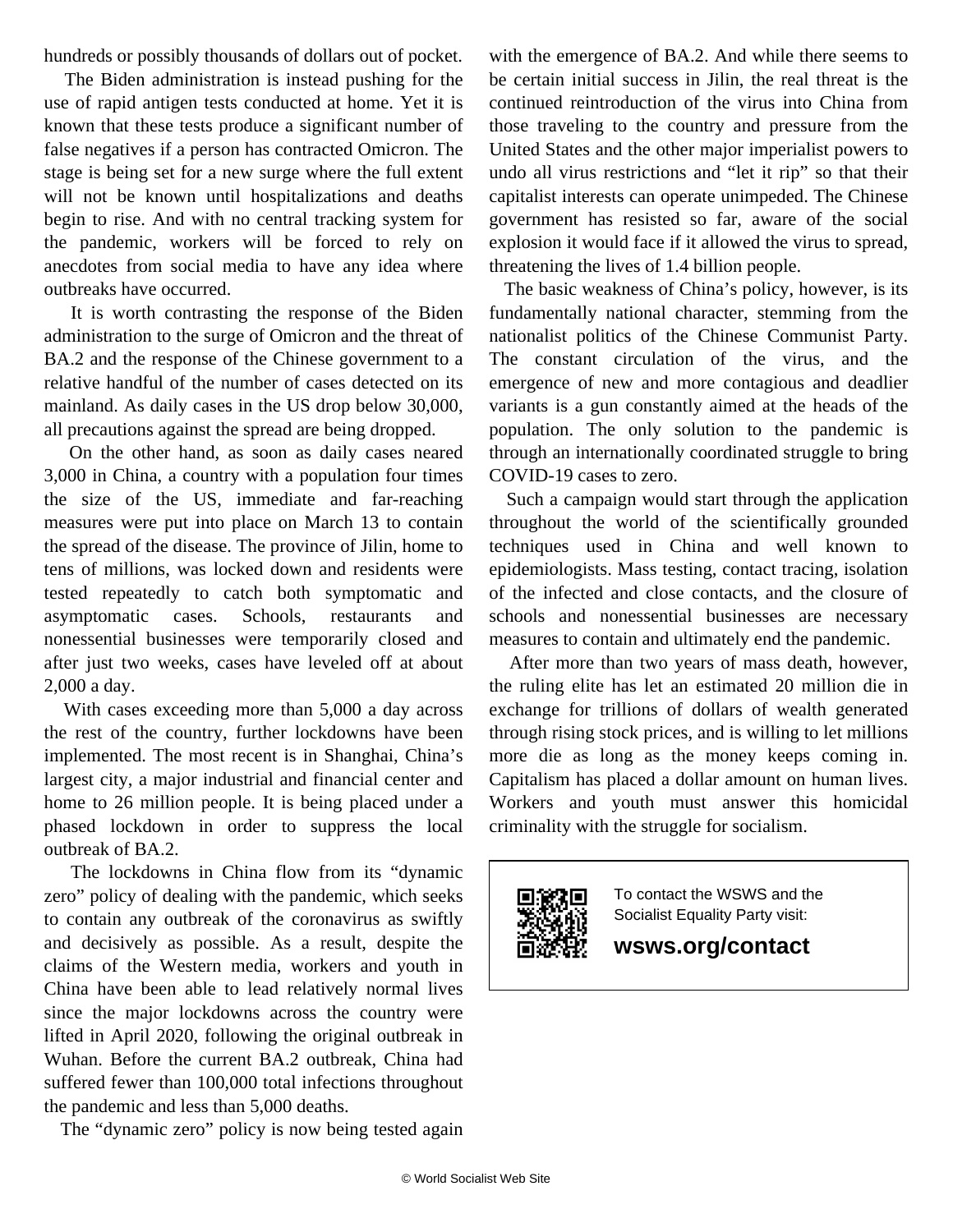hundreds or possibly thousands of dollars out of pocket.

The Biden administration is instead pushing for the use of rapid antigen tests conducted at home. Yet it is known that these tests produce a significant number of false negatives if a person has contracted Omicron. The stage is being set for a new surge where the full extent will not be known until hospitalizations and deaths begin to rise. And with no central tracking system for the pandemic, workers will be forced to rely on anecdotes from social media to have any idea where outbreaks have occurred.

It is worth contrasting the response of the Biden administration to the surge of Omicron and the threat of BA.2 and the response of the Chinese government to a relative handful of the number of cases detected on its mainland. As daily cases in the US drop below 30,000, all precautions against the spread are being dropped.

On the other hand, as soon as daily cases neared 3,000 in China, a country with a population four times the size of the US, immediate and far-reaching measures were put into place on March 13 to contain the spread of the disease. The province of Jilin, home to tens of millions, was locked down and residents were tested repeatedly to catch both symptomatic and asymptomatic cases. Schools, restaurants and nonessential businesses were temporarily closed and after just two weeks, cases have leveled off at about 2,000 a day.

With cases exceeding more than 5,000 a day across the rest of the country, further lockdowns have been implemented. The most recent is in Shanghai, China's largest city, a major industrial and financial center and home to 26 million people. It is being placed under a phased lockdown in order to suppress the local outbreak of BA.2.

The lockdowns in China flow from its "dynamic zero" policy of dealing with the pandemic, which seeks to contain any outbreak of the coronavirus as swiftly and decisively as possible. As a result, despite the claims of the Western media, workers and youth in China have been able to lead relatively normal lives since the major lockdowns across the country were lifted in April 2020, following the original outbreak in Wuhan. Before the current BA.2 outbreak, China had suffered fewer than 100,000 total infections throughout the pandemic and less than 5,000 deaths.

The "dynamic zero" policy is now being tested again with the emergence of BA.2. And while there seems to be certain initial success in Jilin, the real threat is the continued reintroduction of the virus into China from those traveling to the country and pressure from the United States and the other major imperialist powers to undo all virus restrictions and "let it rip" so that their capitalist interests can operate unimpeded. The Chinese government has resisted so far, aware of the social explosion it would face if it allowed the virus to spread, threatening the lives of 1.4 billion people.

The basic weakness of China's policy, however, is its fundamentally national character, stemming from the nationalist politics of the Chinese Communist Party. The constant circulation of the virus, and the emergence of new and more contagious and deadlier variants is a gun constantly aimed at the heads of the population. The only solution to the pandemic is through an internationally coordinated struggle to bring COVID-19 cases to zero.

Such a campaign would start through the application throughout the world of the scientifically grounded techniques used in China and well known to epidemiologists. Mass testing, contact tracing, isolation of the infected and close contacts, and the closure of schools and nonessential businesses are necessary measures to contain and ultimately end the pandemic.

After more than two years of mass death, however, the ruling elite has let an estimated 20 million die in exchange for trillions of dollars of wealth generated through rising stock prices, and is willing to let millions more die as long as the money keeps coming in. Capitalism has placed a dollar amount on human lives. Workers and youth must answer this homicidal criminality with the struggle for socialism.

To contact the WSWS and the Socialist Equality Party visit:

**wsws.org/contact**